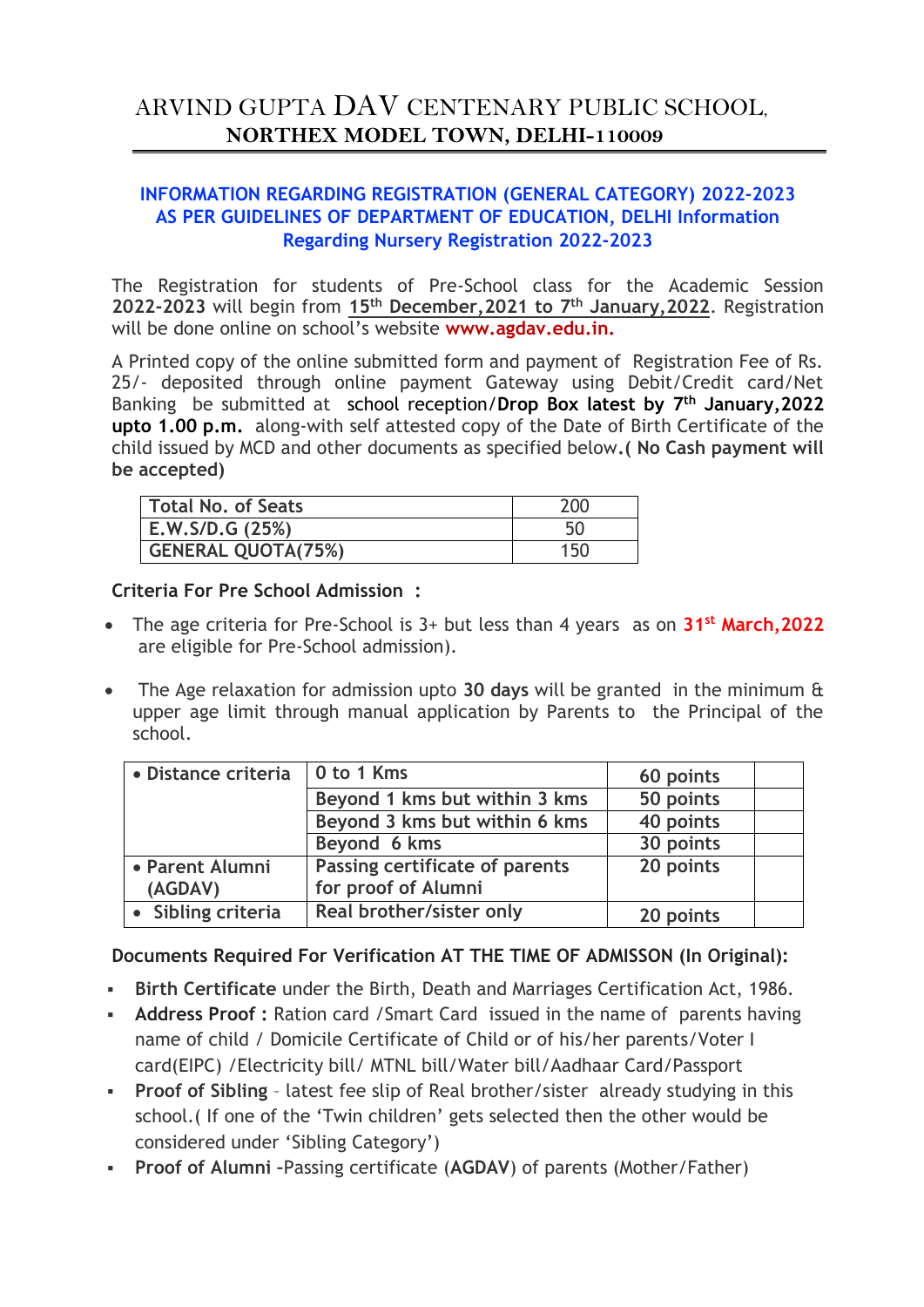# ARVIND GUPTA DAV CENTENARY PUBLIC SCHOOL, NORTHEX MODEL TOWN, DELHI-110009

## INFORMATION REGARDING REGISTRATION (GENERAL CATEGORY) 2022-2023 AS PER GUIDELINES OF DEPARTMENT OF EDUCATION, DELHI Information Regarding Nursery Registration 2022-2023

The Registration for students of Pre-School class for the Academic Session **2022-2023** will begin from **15th December,2021 to 7th January,2022**. Registration will be done online on school's website **www.agdav.edu.in.**

A Printed copy of the online submitted form and payment of Registration Fee of Rs. 25/- deposited through online payment Gateway using Debit/Credit card/Net Banking be submitted at school reception/**Drop Box latest by 7th January,2022 upto 1.00 p.m.** along-with self attested copy of the Date of Birth Certificate of the child issued by MCD and other documents as specified below.**( No Cash payment will be accepted)**

| | |
|---|---|
| **Total No. of Seats** | 200 |
| **E.W.S/D.G (25%)** | 50 |
| **GENERAL QUOTA(75%)** | 150 |

**Criteria For Pre School Admission :**

- The age criteria for Pre-School is 3+ but less than 4 years as on **31st March,2022** are eligible for Pre-School admission).
- The Age relaxation for admission upto **30 days** will be granted in the minimum & upper age limit through manual application by Parents to the Principal of the school.

| | | | |
|---|---|---|---|
| • **Distance criteria** | **0 to 1 Kms** | **60 points** | |
| | **Beyond 1 kms but within 3 kms** | **50 points** | |
| | **Beyond 3 kms but within 6 kms** | **40 points** | |
| | **Beyond 6 kms** | **30 points** | |
| • **Parent Alumni (AGDAV)** | **Passing certificate of parents for proof of Alumni** | **20 points** | |
| • **Sibling criteria** | **Real brother/sister only** | **20 points** | |

**Documents Required For Verification AT THE TIME OF ADMISSON (In Original):**

- **Birth Certificate** under the Birth, Death and Marriages Certification Act, 1986.
- **Address Proof :** Ration card /Smart Card issued in the name of parents having name of child / Domicile Certificate of Child or of his/her parents/Voter I card(EIPC) /Electricity bill/ MTNL bill/Water bill/Aadhaar Card/Passport
- **Proof of Sibling** – latest fee slip of Real brother/sister already studying in this school.( If one of the 'Twin children' gets selected then the other would be considered under 'Sibling Category')
- **Proof of Alumni** -Passing certificate (**AGDAV**) of parents (Mother/Father)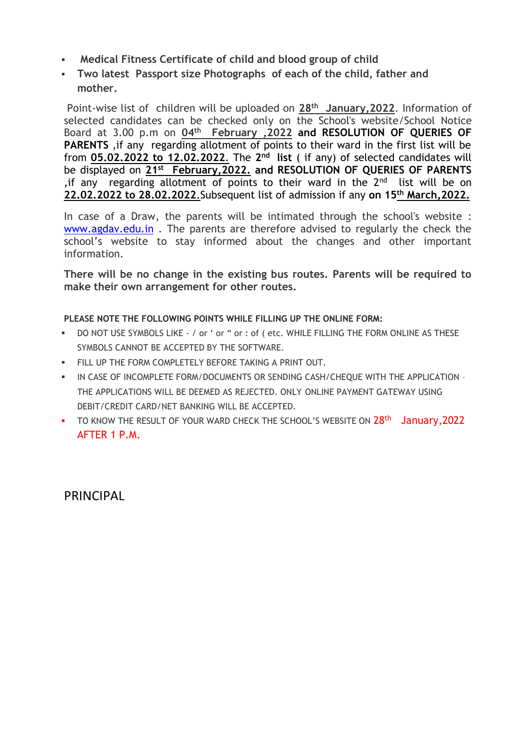- **Medical Fitness Certificate of child and blood group of child**
- **Two latest Passport size Photographs of each of the child, father and mother.**

Point-wise list of children will be uploaded on **28th January,2022**. Information of selected candidates can be checked only on the School's website/School Notice Board at 3.00 p.m on **04th February ,2022** **and RESOLUTION OF QUERIES OF PARENTS** ,if any regarding allotment of points to their ward in the first list will be from **05.02.2022 to 12.02.2022**. The **2nd list** ( if any) of selected candidates will be displayed on **21st February,2022.** **and RESOLUTION OF QUERIES OF PARENTS** ,if any regarding allotment of points to their ward in the 2nd list will be on **22.02.2022 to 28.02.2022.** Subsequent list of admission if any **on 15th March,2022.**

In case of a Draw, the parents will be intimated through the school's website : www.agdav.edu.in . The parents are therefore advised to regularly the check the school's website to stay informed about the changes and other important information.

**There will be no change in the existing bus routes. Parents will be required to make their own arrangement for other routes.**

**PLEASE NOTE THE FOLLOWING POINTS WHILE FILLING UP THE ONLINE FORM:**

- DO NOT USE SYMBOLS LIKE - / or ' or " or : of ( etc. WHILE FILLING THE FORM ONLINE AS THESE SYMBOLS CANNOT BE ACCEPTED BY THE SOFTWARE.
- FILL UP THE FORM COMPLETELY BEFORE TAKING A PRINT OUT.
- IN CASE OF INCOMPLETE FORM/DOCUMENTS OR SENDING CASH/CHEQUE WITH THE APPLICATION – THE APPLICATIONS WILL BE DEEMED AS REJECTED. ONLY ONLINE PAYMENT GATEWAY USING DEBIT/CREDIT CARD/NET BANKING WILL BE ACCEPTED.
- TO KNOW THE RESULT OF YOUR WARD CHECK THE SCHOOL'S WEBSITE ON 28th January,2022 AFTER 1 P.M.

PRINCIPAL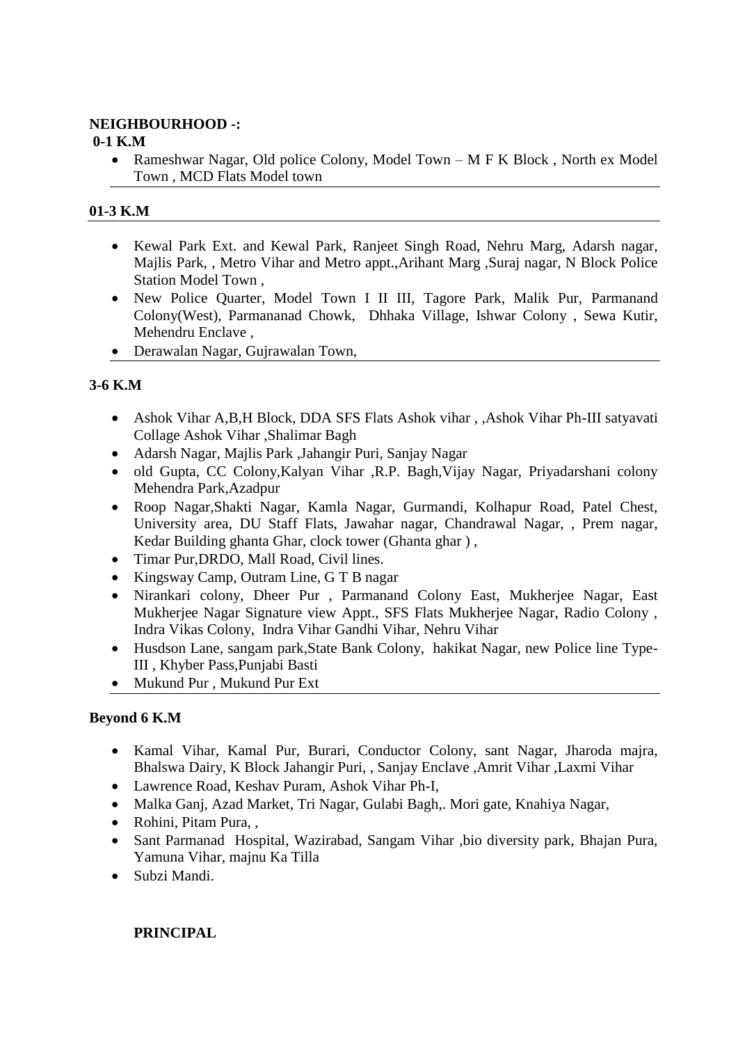**NEIGHBOURHOOD -:**

**0-1 K.M**

- Rameshwar Nagar, Old police Colony, Model Town – M F K Block , North ex Model Town , MCD Flats Model town

**01-3 K.M**

- Kewal Park Ext. and Kewal Park, Ranjeet Singh Road, Nehru Marg, Adarsh nagar, Majlis Park, , Metro Vihar and Metro appt.,Arihant Marg ,Suraj nagar, N Block Police Station Model Town ,
- New Police Quarter, Model Town I II III, Tagore Park, Malik Pur, Parmanand Colony(West), Parmananad Chowk, Dhhaka Village, Ishwar Colony , Sewa Kutir, Mehendru Enclave ,
- Derawalan Nagar, Gujrawalan Town,

**3-6 K.M**

- Ashok Vihar A,B,H Block, DDA SFS Flats Ashok vihar , ,Ashok Vihar Ph-III satyavati Collage Ashok Vihar ,Shalimar Bagh
- Adarsh Nagar, Majlis Park ,Jahangir Puri, Sanjay Nagar
- old Gupta, CC Colony,Kalyan Vihar ,R.P. Bagh,Vijay Nagar, Priyadarshani colony Mehendra Park,Azadpur
- Roop Nagar,Shakti Nagar, Kamla Nagar, Gurmandi, Kolhapur Road, Patel Chest, University area, DU Staff Flats, Jawahar nagar, Chandrawal Nagar, , Prem nagar, Kedar Building ghanta Ghar, clock tower (Ghanta ghar ) ,
- Timar Pur,DRDO, Mall Road, Civil lines.
- Kingsway Camp, Outram Line, G T B nagar
- Nirankari colony, Dheer Pur , Parmanand Colony East, Mukherjee Nagar, East Mukherjee Nagar Signature view Appt., SFS Flats Mukherjee Nagar, Radio Colony , Indra Vikas Colony, Indra Vihar Gandhi Vihar, Nehru Vihar
- Husdson Lane, sangam park,State Bank Colony, hakikat Nagar, new Police line Type-III , Khyber Pass,Punjabi Basti
- Mukund Pur , Mukund Pur Ext

**Beyond 6 K.M**

- Kamal Vihar, Kamal Pur, Burari, Conductor Colony, sant Nagar, Jharoda majra, Bhalswa Dairy, K Block Jahangir Puri, , Sanjay Enclave ,Amrit Vihar ,Laxmi Vihar
- Lawrence Road, Keshav Puram, Ashok Vihar Ph-I,
- Malka Ganj, Azad Market, Tri Nagar, Gulabi Bagh,. Mori gate, Knahiya Nagar,
- Rohini, Pitam Pura, ,
- Sant Parmanad Hospital, Wazirabad, Sangam Vihar ,bio diversity park, Bhajan Pura, Yamuna Vihar, majnu Ka Tilla
- Subzi Mandi.

**PRINCIPAL**